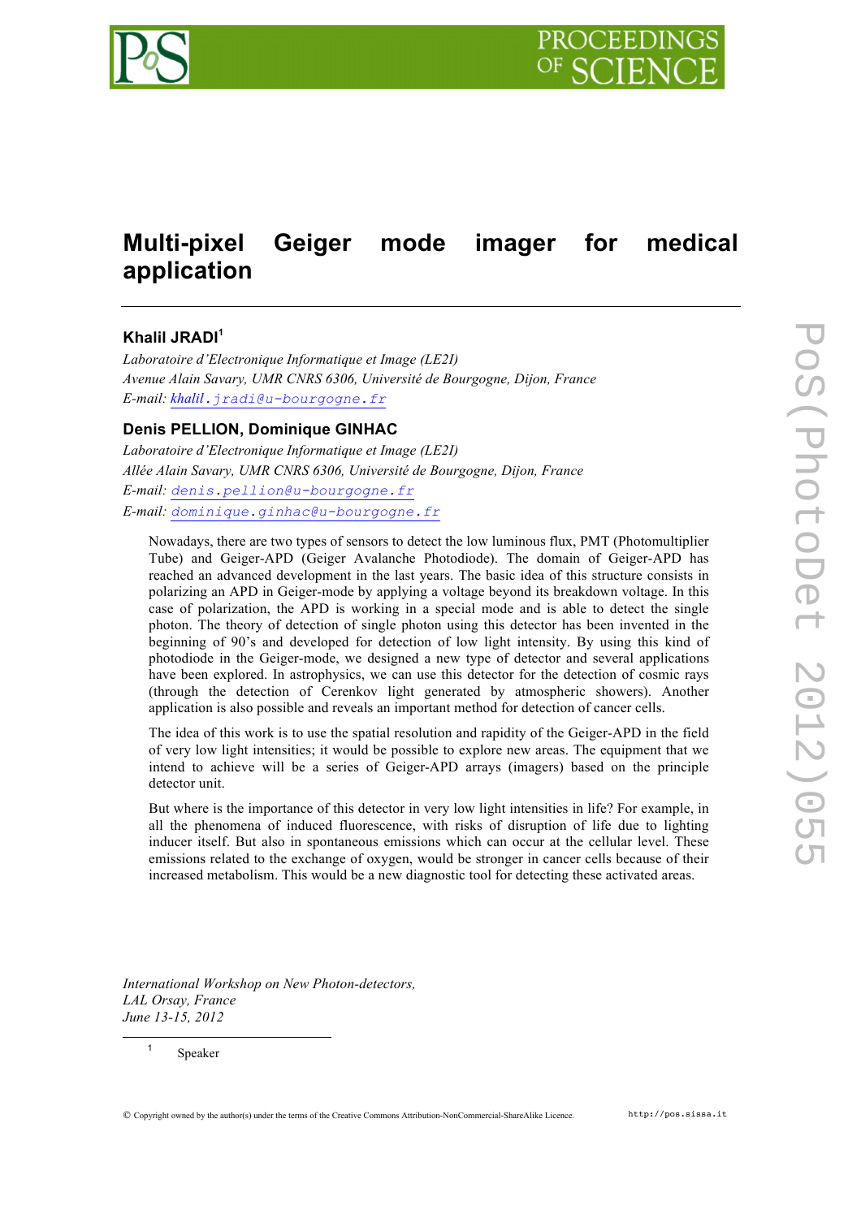# Multi-pixel Geiger mode imager for medical application

**Khalil JRADI**[1]

*Laboratoire d'Electronique Informatique et Image (LE2I)*
*Avenue Alain Savary, UMR CNRS 6306, Université de Bourgogne, Dijon, France*
*E-mail:* khalil.jradi@u-bourgogne.fr

**Denis PELLION, Dominique GINHAC**

*Laboratoire d'Electronique Informatique et Image (LE2I)*
*Allée Alain Savary, UMR CNRS 6306, Université de Bourgogne, Dijon, France*
*E-mail:* denis.pellion@u-bourgogne.fr
*E-mail:* dominique.ginhac@u-bourgogne.fr

Nowadays, there are two types of sensors to detect the low luminous flux, PMT (Photomultiplier Tube) and Geiger-APD (Geiger Avalanche Photodiode). The domain of Geiger-APD has reached an advanced development in the last years. The basic idea of this structure consists in polarizing an APD in Geiger-mode by applying a voltage beyond its breakdown voltage. In this case of polarization, the APD is working in a special mode and is able to detect the single photon. The theory of detection of single photon using this detector has been invented in the beginning of 90's and developed for detection of low light intensity. By using this kind of photodiode in the Geiger-mode, we designed a new type of detector and several applications have been explored. In astrophysics, we can use this detector for the detection of cosmic rays (through the detection of Cerenkov light generated by atmospheric showers). Another application is also possible and reveals an important method for detection of cancer cells.

The idea of this work is to use the spatial resolution and rapidity of the Geiger-APD in the field of very low light intensities; it would be possible to explore new areas. The equipment that we intend to achieve will be a series of Geiger-APD arrays (imagers) based on the principle detector unit.

But where is the importance of this detector in very low light intensities in life? For example, in all the phenomena of induced fluorescence, with risks of disruption of life due to lighting inducer itself. But also in spontaneous emissions which can occur at the cellular level. These emissions related to the exchange of oxygen, would be stronger in cancer cells because of their increased metabolism. This would be a new diagnostic tool for detecting these activated areas.

*International Workshop on New Photon-detectors,*
*LAL Orsay, France*
*June 13-15, 2012*

[1] Speaker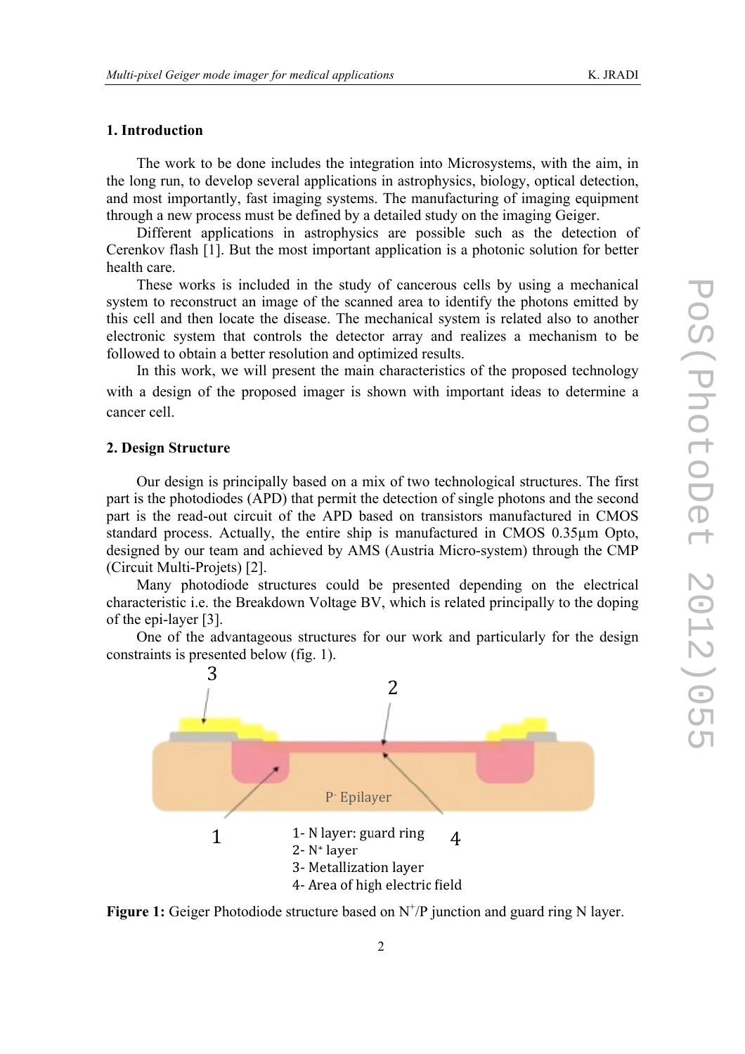## 1. Introduction

The work to be done includes the integration into Microsystems, with the aim, in the long run, to develop several applications in astrophysics, biology, optical detection, and most importantly, fast imaging systems. The manufacturing of imaging equipment through a new process must be defined by a detailed study on the imaging Geiger.

Different applications in astrophysics are possible such as the detection of Cerenkov flash [1]. But the most important application is a photonic solution for better health care.

These works is included in the study of cancerous cells by using a mechanical system to reconstruct an image of the scanned area to identify the photons emitted by this cell and then locate the disease. The mechanical system is related also to another electronic system that controls the detector array and realizes a mechanism to be followed to obtain a better resolution and optimized results.

In this work, we will present the main characteristics of the proposed technology with a design of the proposed imager is shown with important ideas to determine a cancer cell.

## 2. Design Structure

Our design is principally based on a mix of two technological structures. The first part is the photodiodes (APD) that permit the detection of single photons and the second part is the read-out circuit of the APD based on transistors manufactured in CMOS standard process. Actually, the entire ship is manufactured in CMOS 0.35µm Opto, designed by our team and achieved by AMS (Austria Micro-system) through the CMP (Circuit Multi-Projets) [2].

Many photodiode structures could be presented depending on the electrical characteristic i.e. the Breakdown Voltage BV, which is related principally to the doping of the epi-layer [3].

One of the advantageous structures for our work and particularly for the design constraints is presented below (fig. 1).

$P^-$ Epilayer

1- N layer: guard ring
2- $N^+$ layer
3- Metallization layer
4- Area of high electric field

**Figure 1:** Geiger Photodiode structure based on $N^+$/P junction and guard ring N layer.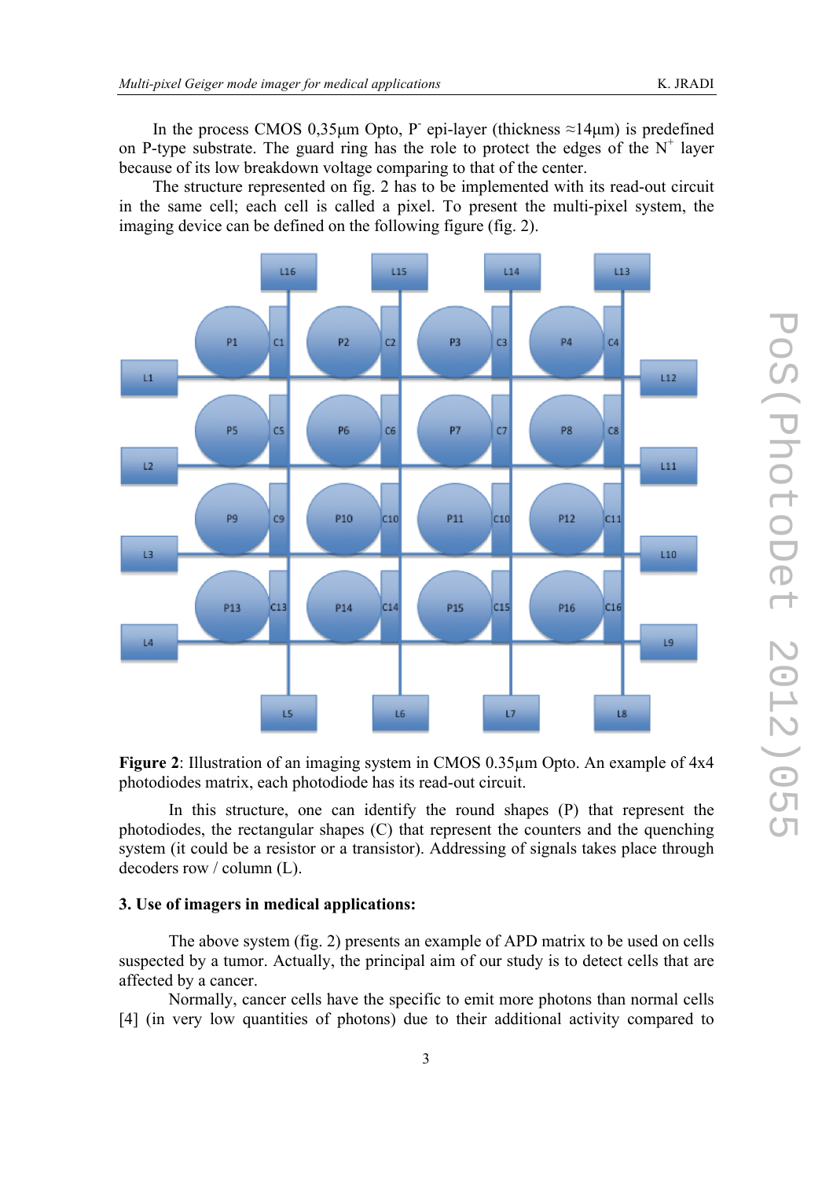In the process CMOS 0,35µm Opto, $P^-$ epi-layer (thickness ≈14µm) is predefined on P-type substrate. The guard ring has the role to protect the edges of the $N^+$ layer because of its low breakdown voltage comparing to that of the center.

The structure represented on fig. 2 has to be implemented with its read-out circuit in the same cell; each cell is called a pixel. To present the multi-pixel system, the imaging device can be defined on the following figure (fig. 2).

**Figure 2**: Illustration of an imaging system in CMOS 0.35µm Opto. An example of 4x4 photodiodes matrix, each photodiode has its read-out circuit.

In this structure, one can identify the round shapes (P) that represent the photodiodes, the rectangular shapes (C) that represent the counters and the quenching system (it could be a resistor or a transistor). Addressing of signals takes place through decoders row / column (L).

### 3. Use of imagers in medical applications:

The above system (fig. 2) presents an example of APD matrix to be used on cells suspected by a tumor. Actually, the principal aim of our study is to detect cells that are affected by a cancer.

Normally, cancer cells have the specific to emit more photons than normal cells [4] (in very low quantities of photons) due to their additional activity compared to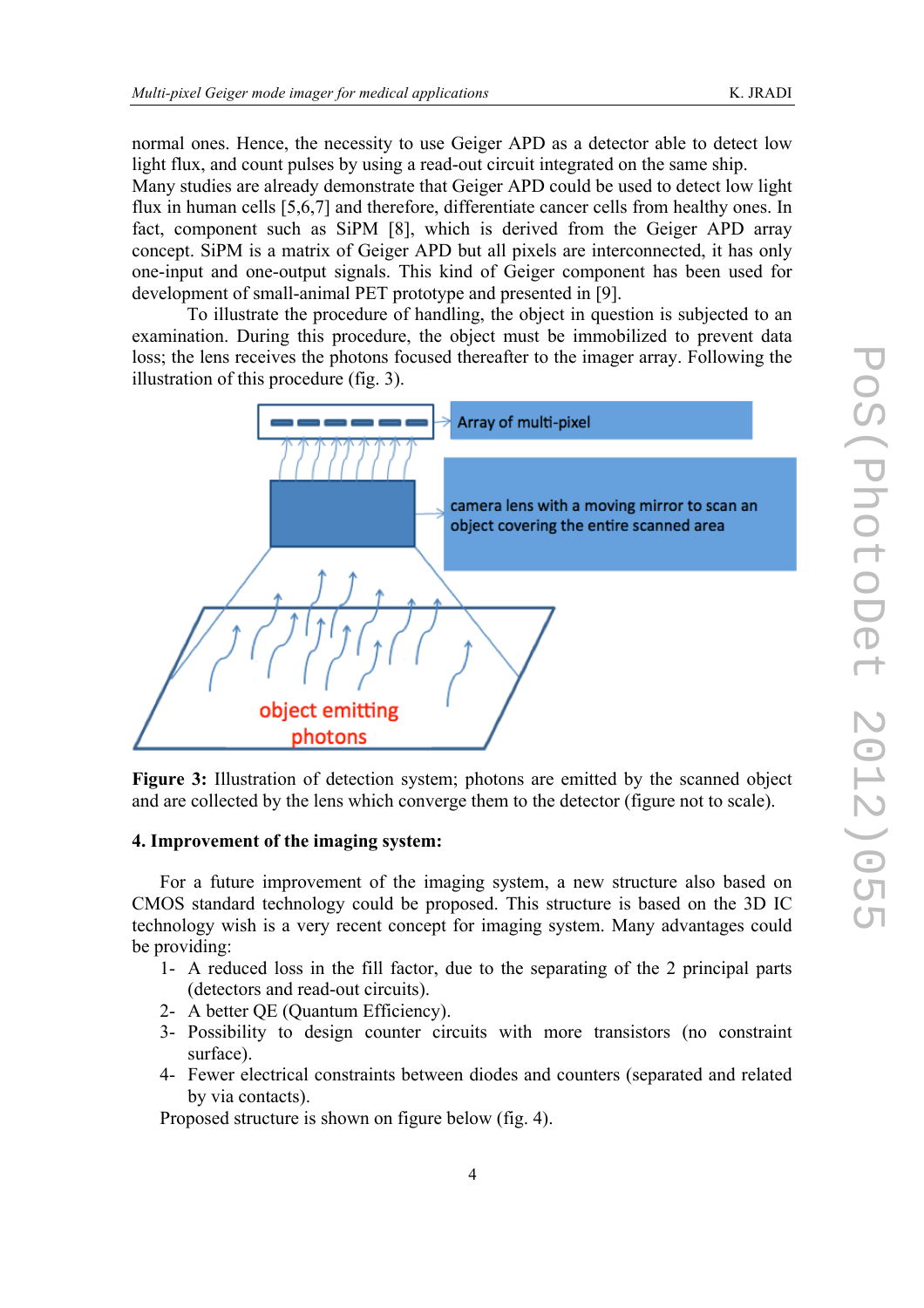normal ones. Hence, the necessity to use Geiger APD as a detector able to detect low light flux, and count pulses by using a read-out circuit integrated on the same ship.
Many studies are already demonstrate that Geiger APD could be used to detect low light flux in human cells [5,6,7] and therefore, differentiate cancer cells from healthy ones. In fact, component such as SiPM [8], which is derived from the Geiger APD array concept. SiPM is a matrix of Geiger APD but all pixels are interconnected, it has only one-input and one-output signals. This kind of Geiger component has been used for development of small-animal PET prototype and presented in [9].

To illustrate the procedure of handling, the object in question is subjected to an examination. During this procedure, the object must be immobilized to prevent data loss; the lens receives the photons focused thereafter to the imager array. Following the illustration of this procedure (fig. 3).

**Figure 3:** Illustration of detection system; photons are emitted by the scanned object and are collected by the lens which converge them to the detector (figure not to scale).

### 4. Improvement of the imaging system:

For a future improvement of the imaging system, a new structure also based on CMOS standard technology could be proposed. This structure is based on the 3D IC technology wish is a very recent concept for imaging system. Many advantages could be providing:

1- A reduced loss in the fill factor, due to the separating of the 2 principal parts (detectors and read-out circuits).
2- A better QE (Quantum Efficiency).
3- Possibility to design counter circuits with more transistors (no constraint surface).
4- Fewer electrical constraints between diodes and counters (separated and related by via contacts).

Proposed structure is shown on figure below (fig. 4).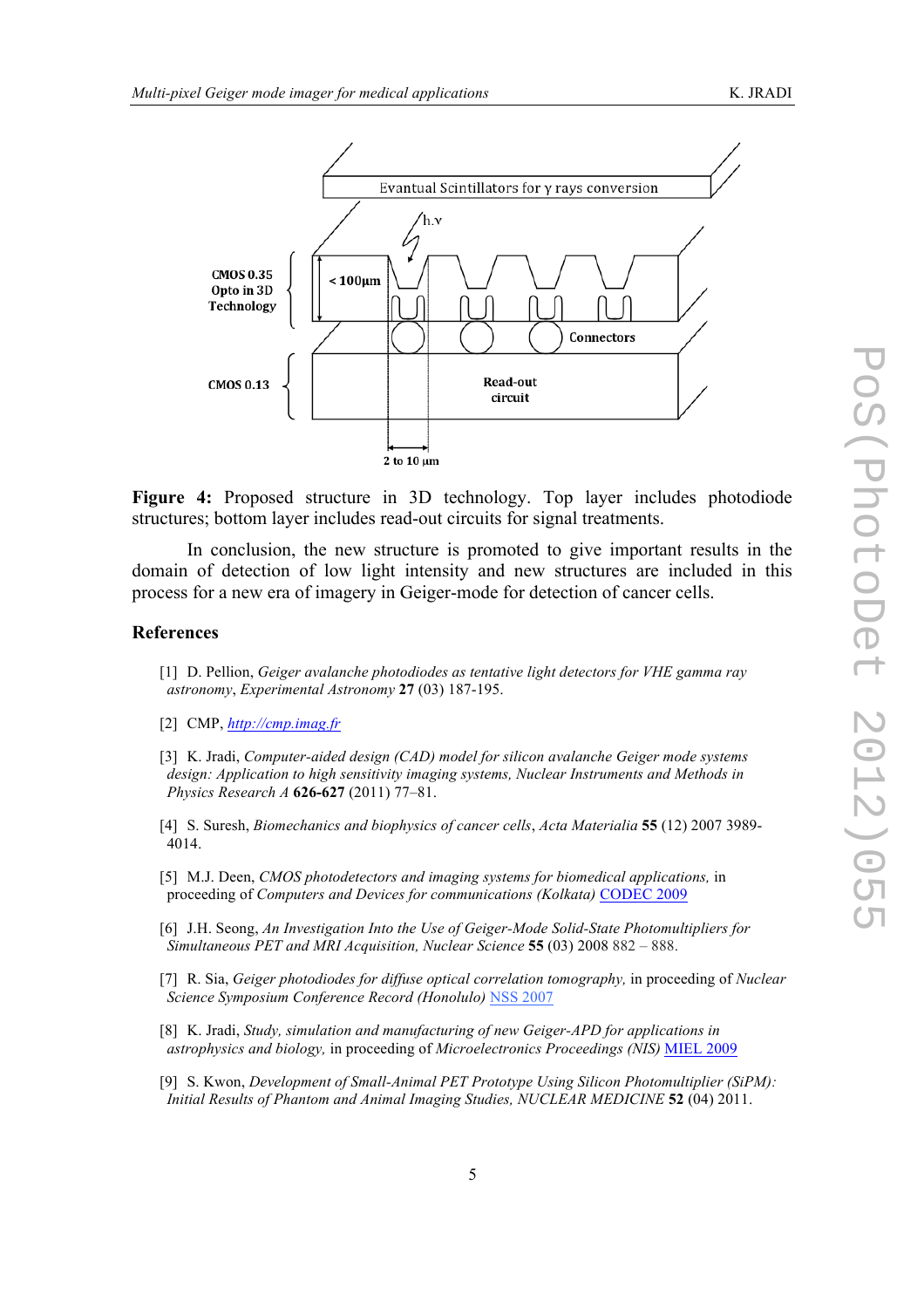Evantual Scintillators for γ rays conversion

h.ν

CMOS 0.35
Opto in 3D
Technology

< 100µm

Connectors

CMOS 0.13

Read-out
circuit

2 to 10 µm

**Figure 4:** Proposed structure in 3D technology. Top layer includes photodiode structures; bottom layer includes read-out circuits for signal treatments.

In conclusion, the new structure is promoted to give important results in the domain of detection of low light intensity and new structures are included in this process for a new era of imagery in Geiger-mode for detection of cancer cells.

## References

[1] D. Pellion, *Geiger avalanche photodiodes as tentative light detectors for VHE gamma ray astronomy*, *Experimental Astronomy* **27** (03) 187-195.

[2] CMP, http://cmp.imag.fr

[3] K. Jradi, *Computer-aided design (CAD) model for silicon avalanche Geiger mode systems design: Application to high sensitivity imaging systems, Nuclear Instruments and Methods in Physics Research A* **626-627** (2011) 77–81.

[4] S. Suresh, *Biomechanics and biophysics of cancer cells*, *Acta Materialia* **55** (12) 2007 3989-4014.

[5] M.J. Deen, *CMOS photodetectors and imaging systems for biomedical applications,* in proceeding of *Computers and Devices for communications (Kolkata)* CODEC 2009

[6] J.H. Seong, *An Investigation Into the Use of Geiger-Mode Solid-State Photomultipliers for Simultaneous PET and MRI Acquisition, Nuclear Science* **55** (03) 2008 882 – 888.

[7] R. Sia, *Geiger photodiodes for diffuse optical correlation tomography,* in proceeding of *Nuclear Science Symposium Conference Record (Honolulo)* NSS 2007

[8] K. Jradi, *Study, simulation and manufacturing of new Geiger-APD for applications in astrophysics and biology,* in proceeding of *Microelectronics Proceedings (NIS)* MIEL 2009

[9] S. Kwon, *Development of Small-Animal PET Prototype Using Silicon Photomultiplier (SiPM): Initial Results of Phantom and Animal Imaging Studies, NUCLEAR MEDICINE* **52** (04) 2011.